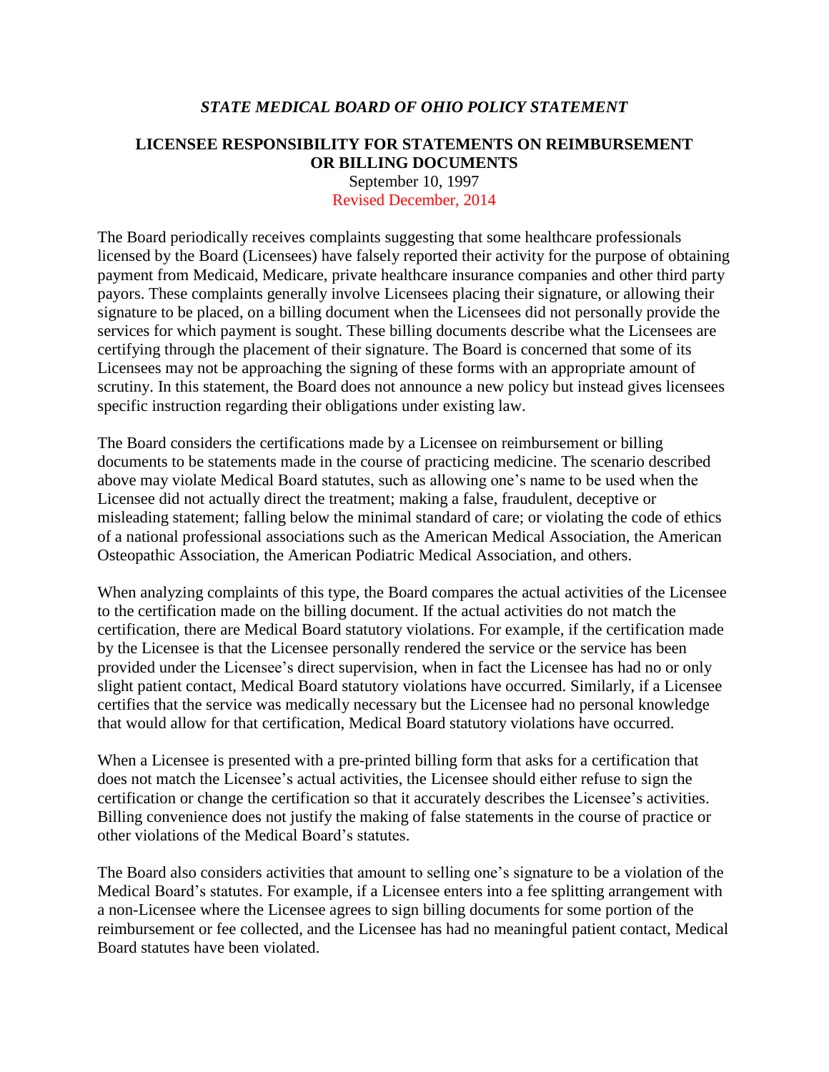***STATE MEDICAL BOARD OF OHIO POLICY STATEMENT***

# LICENSEE RESPONSIBILITY FOR STATEMENTS ON REIMBURSEMENT OR BILLING DOCUMENTS

September 10, 1997

Revised December, 2014

The Board periodically receives complaints suggesting that some healthcare professionals licensed by the Board (Licensees) have falsely reported their activity for the purpose of obtaining payment from Medicaid, Medicare, private healthcare insurance companies and other third party payors. These complaints generally involve Licensees placing their signature, or allowing their signature to be placed, on a billing document when the Licensees did not personally provide the services for which payment is sought. These billing documents describe what the Licensees are certifying through the placement of their signature. The Board is concerned that some of its Licensees may not be approaching the signing of these forms with an appropriate amount of scrutiny. In this statement, the Board does not announce a new policy but instead gives licensees specific instruction regarding their obligations under existing law.

The Board considers the certifications made by a Licensee on reimbursement or billing documents to be statements made in the course of practicing medicine. The scenario described above may violate Medical Board statutes, such as allowing one's name to be used when the Licensee did not actually direct the treatment; making a false, fraudulent, deceptive or misleading statement; falling below the minimal standard of care; or violating the code of ethics of a national professional associations such as the American Medical Association, the American Osteopathic Association, the American Podiatric Medical Association, and others.

When analyzing complaints of this type, the Board compares the actual activities of the Licensee to the certification made on the billing document. If the actual activities do not match the certification, there are Medical Board statutory violations. For example, if the certification made by the Licensee is that the Licensee personally rendered the service or the service has been provided under the Licensee's direct supervision, when in fact the Licensee has had no or only slight patient contact, Medical Board statutory violations have occurred. Similarly, if a Licensee certifies that the service was medically necessary but the Licensee had no personal knowledge that would allow for that certification, Medical Board statutory violations have occurred.

When a Licensee is presented with a pre-printed billing form that asks for a certification that does not match the Licensee's actual activities, the Licensee should either refuse to sign the certification or change the certification so that it accurately describes the Licensee's activities. Billing convenience does not justify the making of false statements in the course of practice or other violations of the Medical Board's statutes.

The Board also considers activities that amount to selling one's signature to be a violation of the Medical Board's statutes. For example, if a Licensee enters into a fee splitting arrangement with a non-Licensee where the Licensee agrees to sign billing documents for some portion of the reimbursement or fee collected, and the Licensee has had no meaningful patient contact, Medical Board statutes have been violated.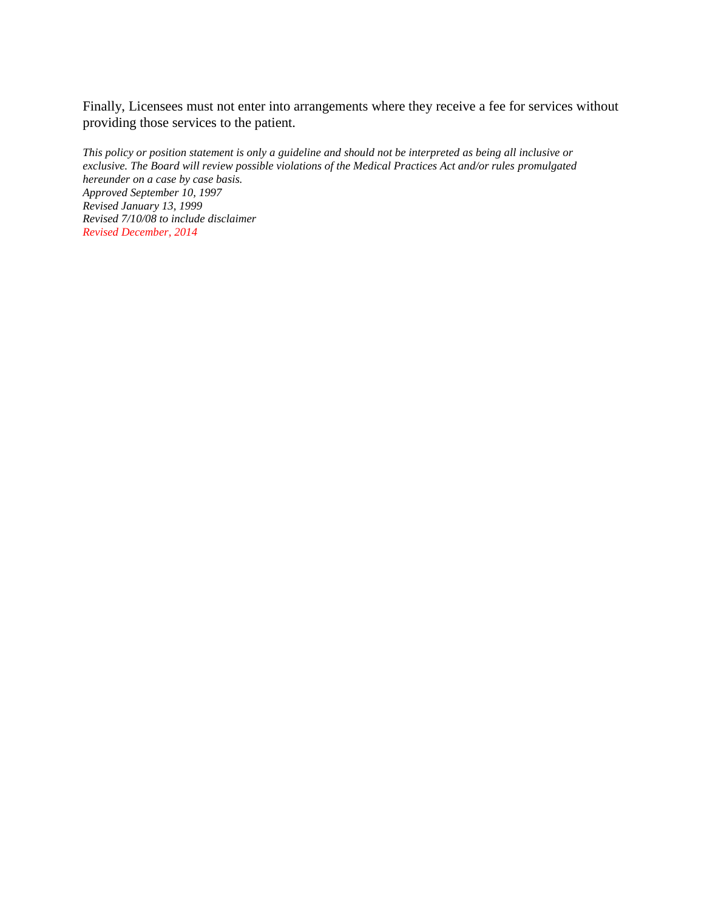Finally, Licensees must not enter into arrangements where they receive a fee for services without providing those services to the patient.

*This policy or position statement is only a guideline and should not be interpreted as being all inclusive or exclusive. The Board will review possible violations of the Medical Practices Act and/or rules promulgated hereunder on a case by case basis.*
*Approved September 10, 1997*
*Revised January 13, 1999*
*Revised 7/10/08 to include disclaimer*
*Revised December, 2014*